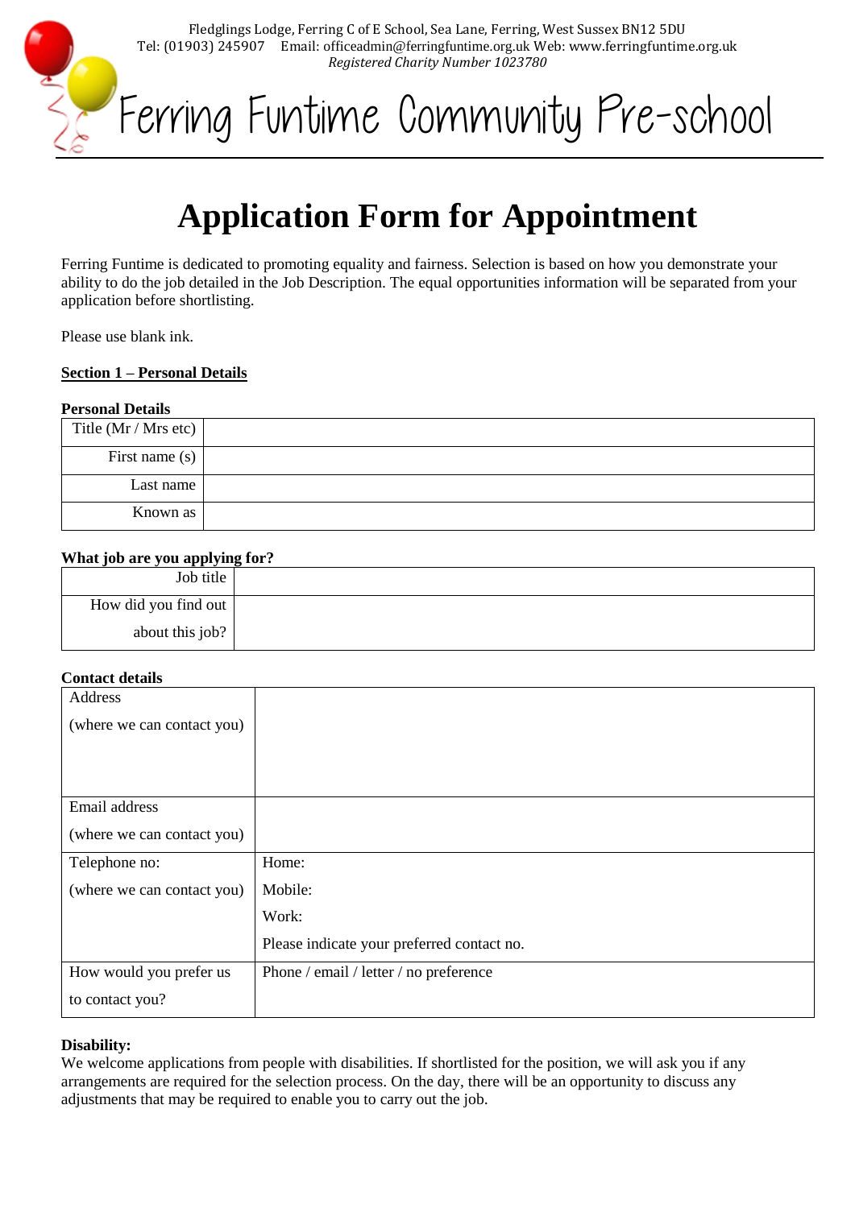Fledglings Lodge, Ferring C of E School, Sea Lane, Ferring, West Sussex BN12 5DU
Tel: (01903) 245907 Email: officeadmin@ferringfuntime.org.uk Web: www.ferringfuntime.org.uk
*Registered Charity Number 1023780*

# Ferring Funtime Community Pre-school

# Application Form for Appointment

Ferring Funtime is dedicated to promoting equality and fairness. Selection is based on how you demonstrate your ability to do the job detailed in the Job Description. The equal opportunities information will be separated from your application before shortlisting.

Please use blank ink.

**Section 1 – Personal Details**

**Personal Details**

| | |
|---|---|
| Title (Mr / Mrs etc) | |
| First name (s) | |
| Last name | |
| Known as | |

**What job are you applying for?**

| | |
|---|---|
| Job title | |
| How did you find out about this job? | |

**Contact details**

| | |
|---|---|
| Address (where we can contact you) | |
| Email address (where we can contact you) | |
| Telephone no: (where we can contact you) | Home: Mobile: Work: Please indicate your preferred contact no. |
| How would you prefer us to contact you? | Phone / email / letter / no preference |

**Disability:**
We welcome applications from people with disabilities. If shortlisted for the position, we will ask you if any arrangements are required for the selection process. On the day, there will be an opportunity to discuss any adjustments that may be required to enable you to carry out the job.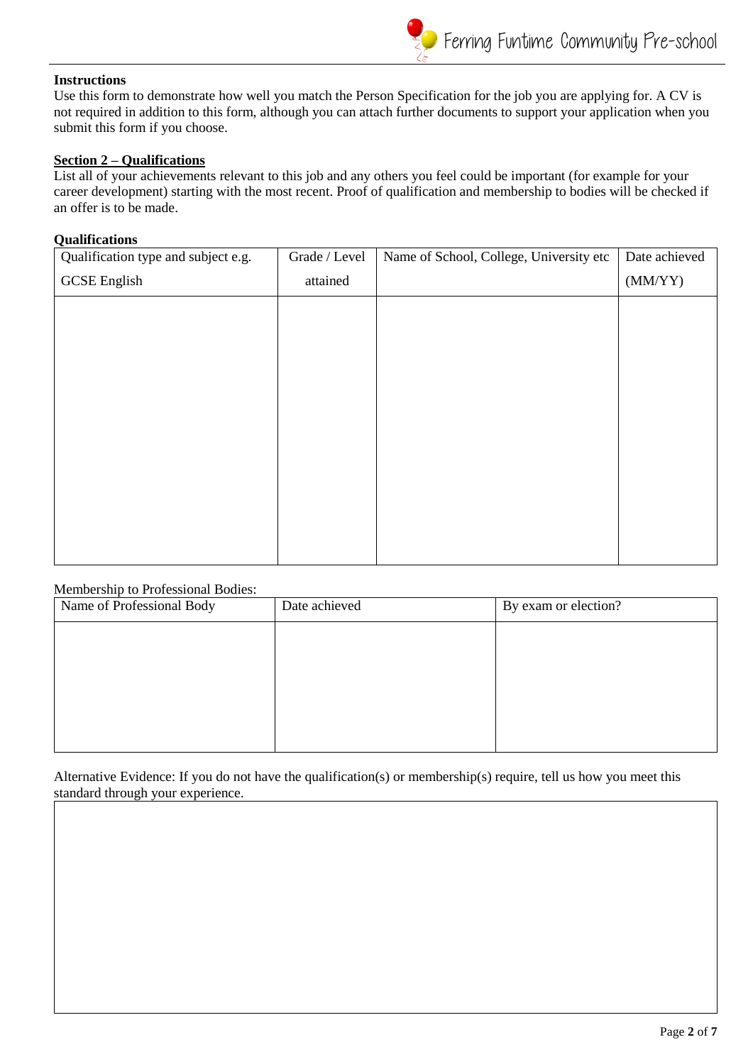**Instructions**

Use this form to demonstrate how well you match the Person Specification for the job you are applying for. A CV is not required in addition to this form, although you can attach further documents to support your application when you submit this form if you choose.

**Section 2 – Qualifications**

List all of your achievements relevant to this job and any others you feel could be important (for example for your career development) starting with the most recent. Proof of qualification and membership to bodies will be checked if an offer is to be made.

**Qualifications**

| Qualification type and subject e.g. GCSE English | Grade / Level attained | Name of School, College, University etc | Date achieved (MM/YY) |
|---|---|---|---|
| | | | |

Membership to Professional Bodies:

| Name of Professional Body | Date achieved | By exam or election? |
|---|---|---|
| | | |

Alternative Evidence: If you do not have the qualification(s) or membership(s) require, tell us how you meet this standard through your experience.

| |
|---|
| |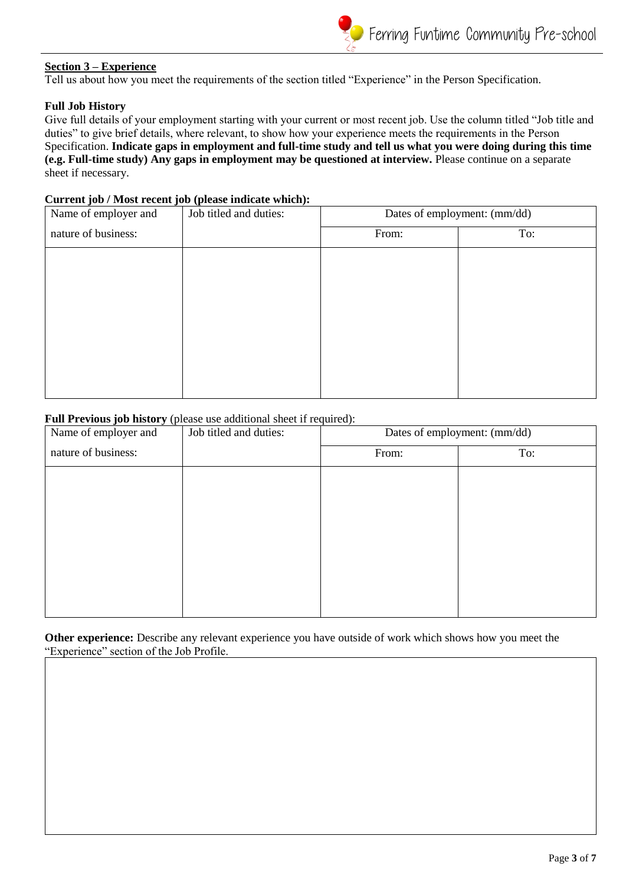## Section 3 – Experience

Tell us about how you meet the requirements of the section titled "Experience" in the Person Specification.

### Full Job History

Give full details of your employment starting with your current or most recent job. Use the column titled "Job title and duties" to give brief details, where relevant, to show how your experience meets the requirements in the Person Specification. **Indicate gaps in employment and full-time study and tell us what you were doing during this time (e.g. Full-time study) Any gaps in employment may be questioned at interview.** Please continue on a separate sheet if necessary.

**Current job / Most recent job (please indicate which):**

| Name of employer and nature of business: | Job titled and duties: | Dates of employment: (mm/dd) | |
|---|---|---|---|
| | | From: | To: |
| | | | |

**Full Previous job history** (please use additional sheet if required):

| Name of employer and nature of business: | Job titled and duties: | Dates of employment: (mm/dd) | |
|---|---|---|---|
| | | From: | To: |
| | | | |

**Other experience:** Describe any relevant experience you have outside of work which shows how you meet the "Experience" section of the Job Profile.

| |
|---|
| |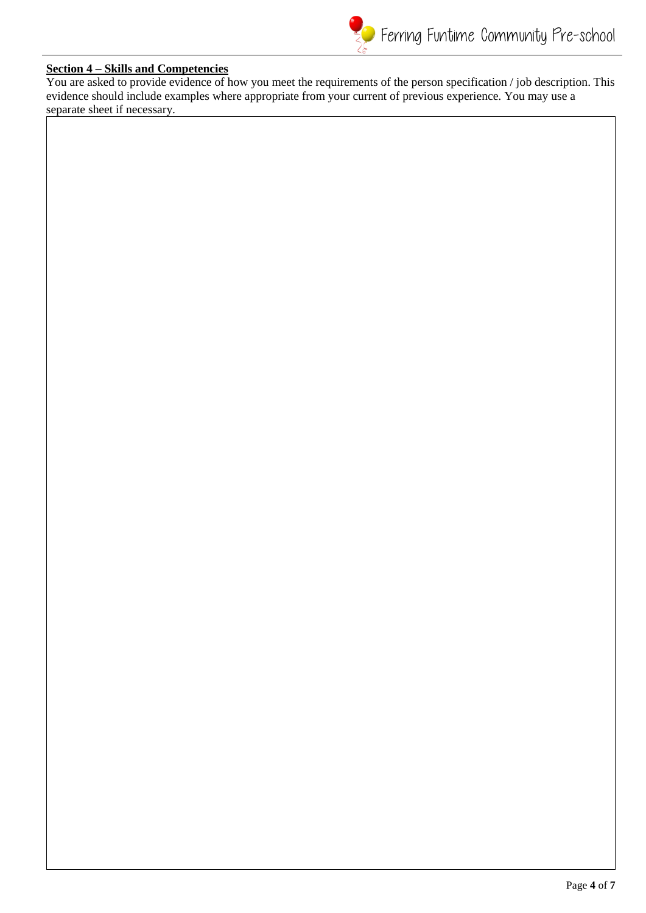**Section 4 – Skills and Competencies**

You are asked to provide evidence of how you meet the requirements of the person specification / job description. This evidence should include examples where appropriate from your current of previous experience. You may use a separate sheet if necessary.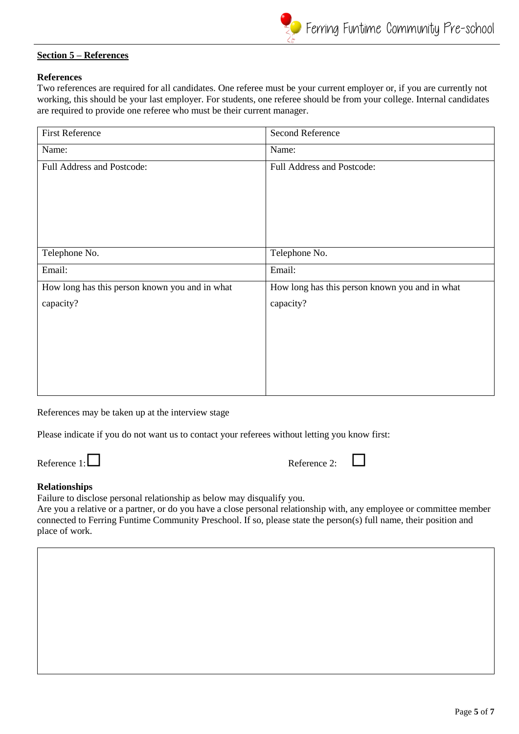## Section 5 – References

**References**

Two references are required for all candidates. One referee must be your current employer or, if you are currently not working, this should be your last employer. For students, one referee should be from your college. Internal candidates are required to provide one referee who must be their current manager.

| First Reference | Second Reference |
|---|---|
| Name: | Name: |
| Full Address and Postcode: | Full Address and Postcode: |
| Telephone No. | Telephone No. |
| Email: | Email: |
| How long has this person known you and in what capacity? | How long has this person known you and in what capacity? |

References may be taken up at the interview stage

Please indicate if you do not want us to contact your referees without letting you know first:

Reference 1: ☐ Reference 2: ☐

**Relationships**

Failure to disclose personal relationship as below may disqualify you.

Are you a relative or a partner, or do you have a close personal relationship with, any employee or committee member connected to Ferring Funtime Community Preschool. If so, please state the person(s) full name, their position and place of work.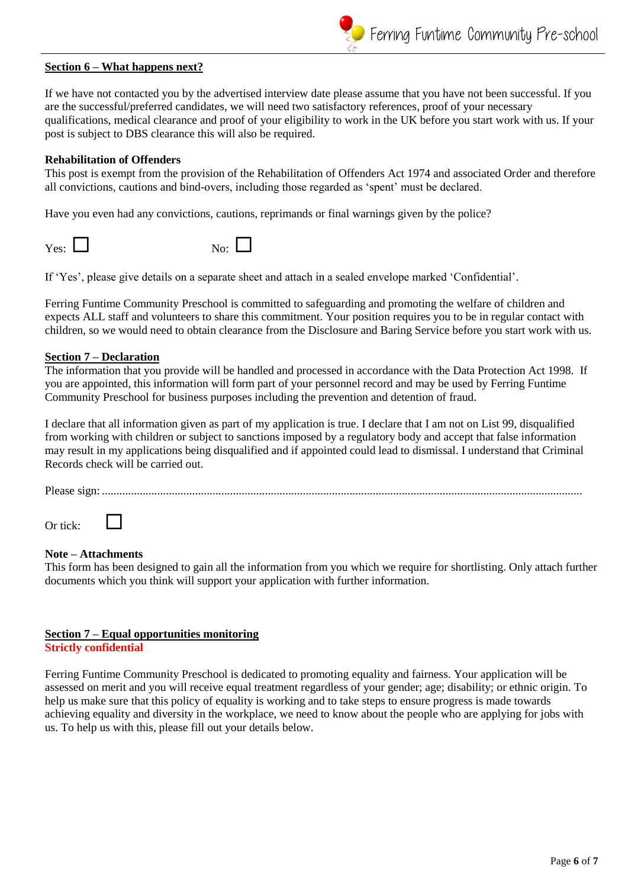## Section 6 – What happens next?

If we have not contacted you by the advertised interview date please assume that you have not been successful. If you are the successful/preferred candidates, we will need two satisfactory references, proof of your necessary qualifications, medical clearance and proof of your eligibility to work in the UK before you start work with us. If your post is subject to DBS clearance this will also be required.

**Rehabilitation of Offenders**

This post is exempt from the provision of the Rehabilitation of Offenders Act 1974 and associated Order and therefore all convictions, cautions and bind-overs, including those regarded as 'spent' must be declared.

Have you even had any convictions, cautions, reprimands or final warnings given by the police?

Yes: ☐ No: ☐

If 'Yes', please give details on a separate sheet and attach in a sealed envelope marked 'Confidential'.

Ferring Funtime Community Preschool is committed to safeguarding and promoting the welfare of children and expects ALL staff and volunteers to share this commitment. Your position requires you to be in regular contact with children, so we would need to obtain clearance from the Disclosure and Baring Service before you start work with us.

## Section 7 – Declaration

The information that you provide will be handled and processed in accordance with the Data Protection Act 1998. If you are appointed, this information will form part of your personnel record and may be used by Ferring Funtime Community Preschool for business purposes including the prevention and detention of fraud.

I declare that all information given as part of my application is true. I declare that I am not on List 99, disqualified from working with children or subject to sanctions imposed by a regulatory body and accept that false information may result in my applications being disqualified and if appointed could lead to dismissal. I understand that Criminal Records check will be carried out.

Please sign: ..................................................................................................................................................

Or tick: ☐

**Note – Attachments**

This form has been designed to gain all the information from you which we require for shortlisting. Only attach further documents which you think will support your application with further information.

## Section 7 – Equal opportunities monitoring

**Strictly confidential**

Ferring Funtime Community Preschool is dedicated to promoting equality and fairness. Your application will be assessed on merit and you will receive equal treatment regardless of your gender; age; disability; or ethnic origin. To help us make sure that this policy of equality is working and to take steps to ensure progress is made towards achieving equality and diversity in the workplace, we need to know about the people who are applying for jobs with us. To help us with this, please fill out your details below.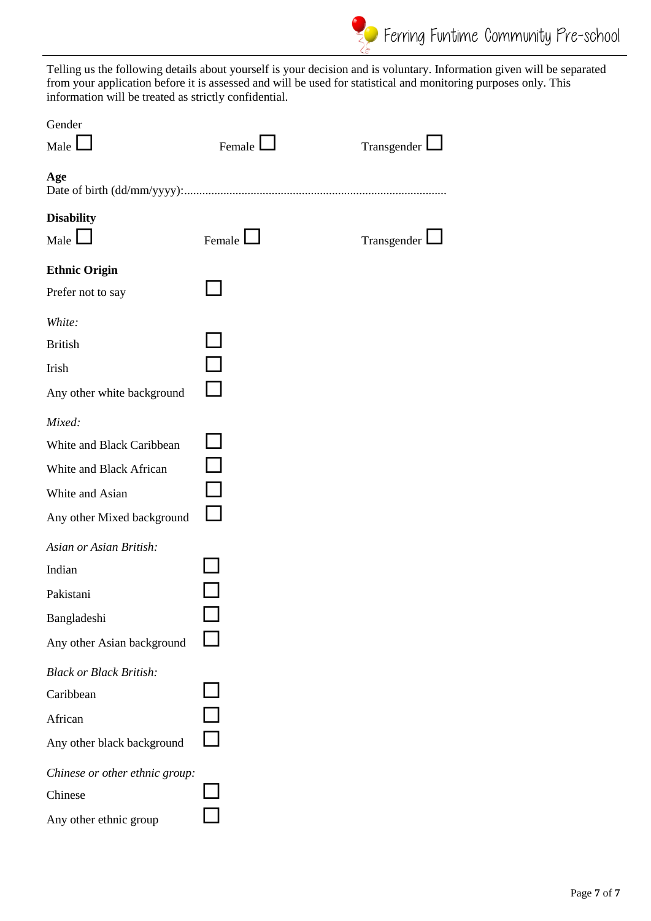Telling us the following details about yourself is your decision and is voluntary. Information given will be separated from your application before it is assessed and will be used for statistical and monitoring purposes only. This information will be treated as strictly confidential.

Gender

Male ☐ Female ☐ Transgender ☐

**Age**

Date of birth (dd/mm/yyyy):.......................................................................................

**Disability**

Male ☐ Female ☐ Transgender ☐

**Ethnic Origin**

Prefer not to say ☐

*White:*

British ☐

Irish ☐

Any other white background ☐

*Mixed:*

White and Black Caribbean ☐

White and Black African ☐

White and Asian ☐

Any other Mixed background ☐

*Asian or Asian British:*

Indian ☐

Pakistani ☐

Bangladeshi ☐

Any other Asian background ☐

*Black or Black British:*

Caribbean ☐

African ☐

Any other black background ☐

*Chinese or other ethnic group:*

Chinese ☐

Any other ethnic group ☐